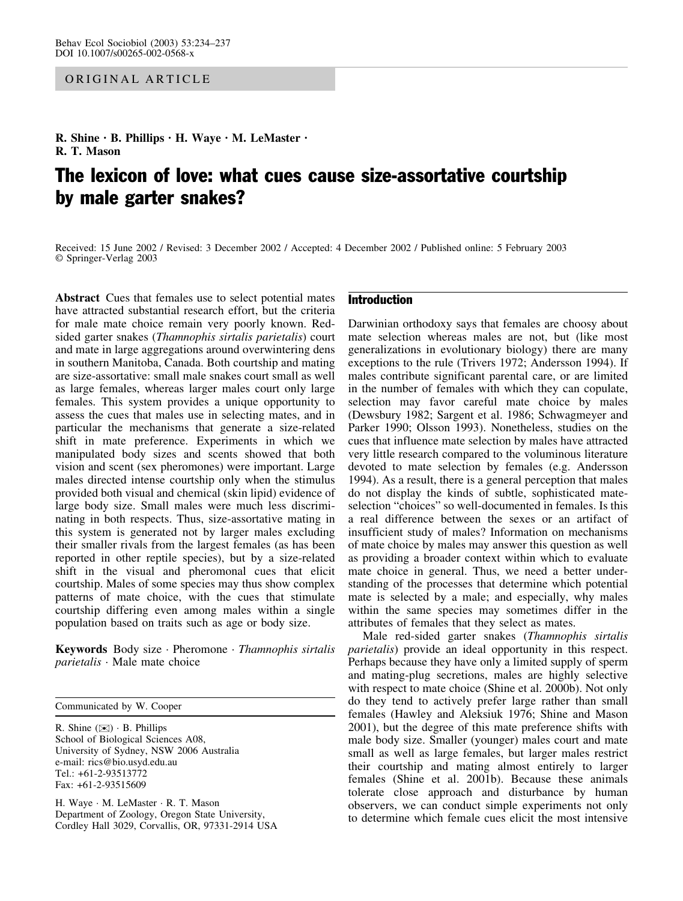ORIGINAL ARTICLE

**R. Shine · B. Phillips · H. Waye · M. LeMaster · R. T. Mason**

# The lexicon of love: what cues cause size-assortative courtship by male garter snakes?

Received: 15 June 2002 / Revised: 3 December 2002 / Accepted: 4 December 2002 / Published online: 5 February 2003
© Springer-Verlag 2003

**Abstract** Cues that females use to select potential mates have attracted substantial research effort, but the criteria for male mate choice remain very poorly known. Red-sided garter snakes (*Thamnophis sirtalis parietalis*) court and mate in large aggregations around overwintering dens in southern Manitoba, Canada. Both courtship and mating are size-assortative: small male snakes court small as well as large females, whereas larger males court only large females. This system provides a unique opportunity to assess the cues that males use in selecting mates, and in particular the mechanisms that generate a size-related shift in mate preference. Experiments in which we manipulated body sizes and scents showed that both vision and scent (sex pheromones) were important. Large males directed intense courtship only when the stimulus provided both visual and chemical (skin lipid) evidence of large body size. Small males were much less discriminating in both respects. Thus, size-assortative mating in this system is generated not by larger males excluding their smaller rivals from the largest females (as has been reported in other reptile species), but by a size-related shift in the visual and pheromonal cues that elicit courtship. Males of some species may thus show complex patterns of mate choice, with the cues that stimulate courtship differing even among males within a single population based on traits such as age or body size.

**Keywords** Body size · Pheromone · *Thamnophis sirtalis parietalis* · Male mate choice

Communicated by W. Cooper

R. Shine (✉) · B. Phillips
School of Biological Sciences A08,
University of Sydney, NSW 2006 Australia
e-mail: rics@bio.usyd.edu.au
Tel.: +61-2-93513772
Fax: +61-2-93515609

H. Waye · M. LeMaster · R. T. Mason
Department of Zoology, Oregon State University,
Cordley Hall 3029, Corvallis, OR, 97331-2914 USA

## Introduction

Darwinian orthodoxy says that females are choosy about mate selection whereas males are not, but (like most generalizations in evolutionary biology) there are many exceptions to the rule (Trivers 1972; Andersson 1994). If males contribute significant parental care, or are limited in the number of females with which they can copulate, selection may favor careful mate choice by males (Dewsbury 1982; Sargent et al. 1986; Schwagmeyer and Parker 1990; Olsson 1993). Nonetheless, studies on the cues that influence mate selection by males have attracted very little research compared to the voluminous literature devoted to mate selection by females (e.g. Andersson 1994). As a result, there is a general perception that males do not display the kinds of subtle, sophisticated mate-selection "choices" so well-documented in females. Is this a real difference between the sexes or an artifact of insufficient study of males? Information on mechanisms of mate choice by males may answer this question as well as providing a broader context within which to evaluate mate choice in general. Thus, we need a better understanding of the processes that determine which potential mate is selected by a male; and especially, why males within the same species may sometimes differ in the attributes of females that they select as mates.

Male red-sided garter snakes (*Thamnophis sirtalis parietalis*) provide an ideal opportunity in this respect. Perhaps because they have only a limited supply of sperm and mating-plug secretions, males are highly selective with respect to mate choice (Shine et al. 2000b). Not only do they tend to actively prefer large rather than small females (Hawley and Aleksiuk 1976; Shine and Mason 2001), but the degree of this mate preference shifts with male body size. Smaller (younger) males court and mate small as well as large females, but larger males restrict their courtship and mating almost entirely to larger females (Shine et al. 2001b). Because these animals tolerate close approach and disturbance by human observers, we can conduct simple experiments not only to determine which female cues elicit the most intensive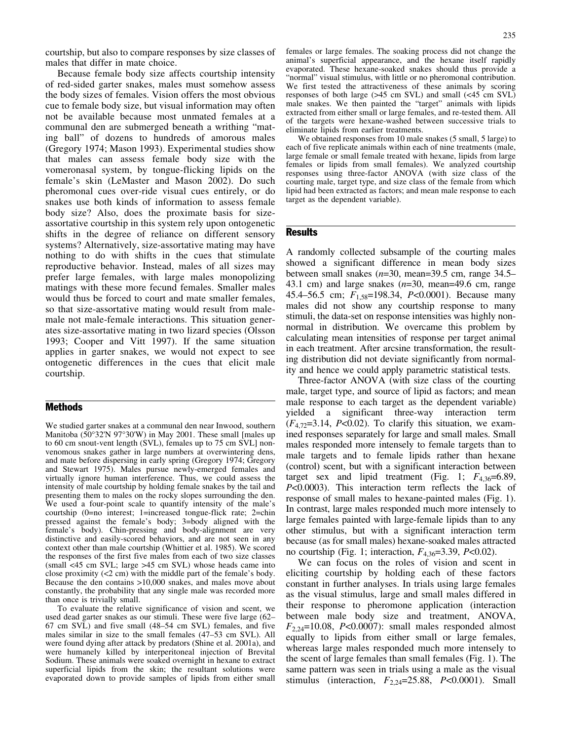courtship, but also to compare responses by size classes of males that differ in mate choice.

Because female body size affects courtship intensity of red-sided garter snakes, males must somehow assess the body sizes of females. Vision offers the most obvious cue to female body size, but visual information may often not be available because most unmated females at a communal den are submerged beneath a writhing "mating ball" of dozens to hundreds of amorous males (Gregory 1974; Mason 1993). Experimental studies show that males can assess female body size with the vomeronasal system, by tongue-flicking lipids on the female's skin (LeMaster and Mason 2002). Do such pheromonal cues over-ride visual cues entirely, or do snakes use both kinds of information to assess female body size? Also, does the proximate basis for size-assortative courtship in this system rely upon ontogenetic shifts in the degree of reliance on different sensory systems? Alternatively, size-assortative mating may have nothing to do with shifts in the cues that stimulate reproductive behavior. Instead, males of all sizes may prefer large females, with large males monopolizing matings with these more fecund females. Smaller males would thus be forced to court and mate smaller females, so that size-assortative mating would result from male-male not male-female interactions. This situation generates size-assortative mating in two lizard species (Olsson 1993; Cooper and Vitt 1997). If the same situation applies in garter snakes, we would not expect to see ontogenetic differences in the cues that elicit male courtship.

## Methods

We studied garter snakes at a communal den near Inwood, southern Manitoba (50°32'N 97°30'W) in May 2001. These small [males up to 60 cm snout-vent length (SVL), females up to 75 cm SVL] non-venomous snakes gather in large numbers at overwintering dens, and mate before dispersing in early spring (Gregory 1974; Gregory and Stewart 1975). Males pursue newly-emerged females and virtually ignore human interference. Thus, we could assess the intensity of male courtship by holding female snakes by the tail and presenting them to males on the rocky slopes surrounding the den. We used a four-point scale to quantify intensity of the male's courtship (0=no interest; 1=increased tongue-flick rate; 2=chin pressed against the female's body; 3=body aligned with the female's body). Chin-pressing and body-alignment are very distinctive and easily-scored behaviors, and are not seen in any context other than male courtship (Whittier et al. 1985). We scored the responses of the first five males from each of two size classes (small <45 cm SVL; large >45 cm SVL) whose heads came into close proximity (<2 cm) with the middle part of the female's body. Because the den contains >10,000 snakes, and males move about constantly, the probability that any single male was recorded more than once is trivially small.

To evaluate the relative significance of vision and scent, we used dead garter snakes as our stimuli. These were five large (62–67 cm SVL) and five small (48–54 cm SVL) females, and five males similar in size to the small females (47–53 cm SVL). All were found dying after attack by predators (Shine et al. 2001a), and were humanely killed by interperitoneal injection of Brevital Sodium. These animals were soaked overnight in hexane to extract superficial lipids from the skin; the resultant solutions were evaporated down to provide samples of lipids from either small females or large females. The soaking process did not change the animal's superficial appearance, and the hexane itself rapidly evaporated. These hexane-soaked snakes should thus provide a "normal" visual stimulus, with little or no pheromonal contribution. We first tested the attractiveness of these animals by scoring responses of both large (>45 cm SVL) and small (<45 cm SVL) male snakes. We then painted the "target" animals with lipids extracted from either small or large females, and re-tested them. All of the targets were hexane-washed between successive trials to eliminate lipids from earlier treatments.

We obtained responses from 10 male snakes (5 small, 5 large) to each of five replicate animals within each of nine treatments (male, large female or small female treated with hexane, lipids from large females or lipids from small females). We analyzed courtship responses using three-factor ANOVA (with size class of the courting male, target type, and size class of the female from which lipid had been extracted as factors; and mean male response to each target as the dependent variable).

## Results

A randomly collected subsample of the courting males showed a significant difference in mean body sizes between small snakes ($n$=30, mean=39.5 cm, range 34.5–43.1 cm) and large snakes ($n$=30, mean=49.6 cm, range 45.4–56.5 cm; $F_{1,58}$=198.34, $P$<0.0001). Because many males did not show any courtship response to many stimuli, the data-set on response intensities was highly non-normal in distribution. We overcame this problem by calculating mean intensities of response per target animal in each treatment. After arcsine transformation, the resulting distribution did not deviate significantly from normality and hence we could apply parametric statistical tests.

Three-factor ANOVA (with size class of the courting male, target type, and source of lipid as factors; and mean male response to each target as the dependent variable) yielded a significant three-way interaction term ($F_{4,72}$=3.14, $P$<0.02). To clarify this situation, we examined responses separately for large and small males. Small males responded more intensely to female targets than to male targets and to female lipids rather than hexane (control) scent, but with a significant interaction between target sex and lipid treatment (Fig. 1; $F_{4,36}$=6.89, $P$<0.0003). This interaction term reflects the lack of response of small males to hexane-painted males (Fig. 1). In contrast, large males responded much more intensely to large females painted with large-female lipids than to any other stimulus, but with a significant interaction term because (as for small males) hexane-soaked males attracted no courtship (Fig. 1; interaction, $F_{4,36}$=3.39, $P$<0.02).

We can focus on the roles of vision and scent in eliciting courtship by holding each of these factors constant in further analyses. In trials using large females as the visual stimulus, large and small males differed in their response to pheromone application (interaction between male body size and treatment, ANOVA, $F_{2,24}$=10.08, $P$<0.0007): small males responded almost equally to lipids from either small or large females, whereas large males responded much more intensely to the scent of large females than small females (Fig. 1). The same pattern was seen in trials using a male as the visual stimulus (interaction, $F_{2,24}$=25.88, $P$<0.0001). Small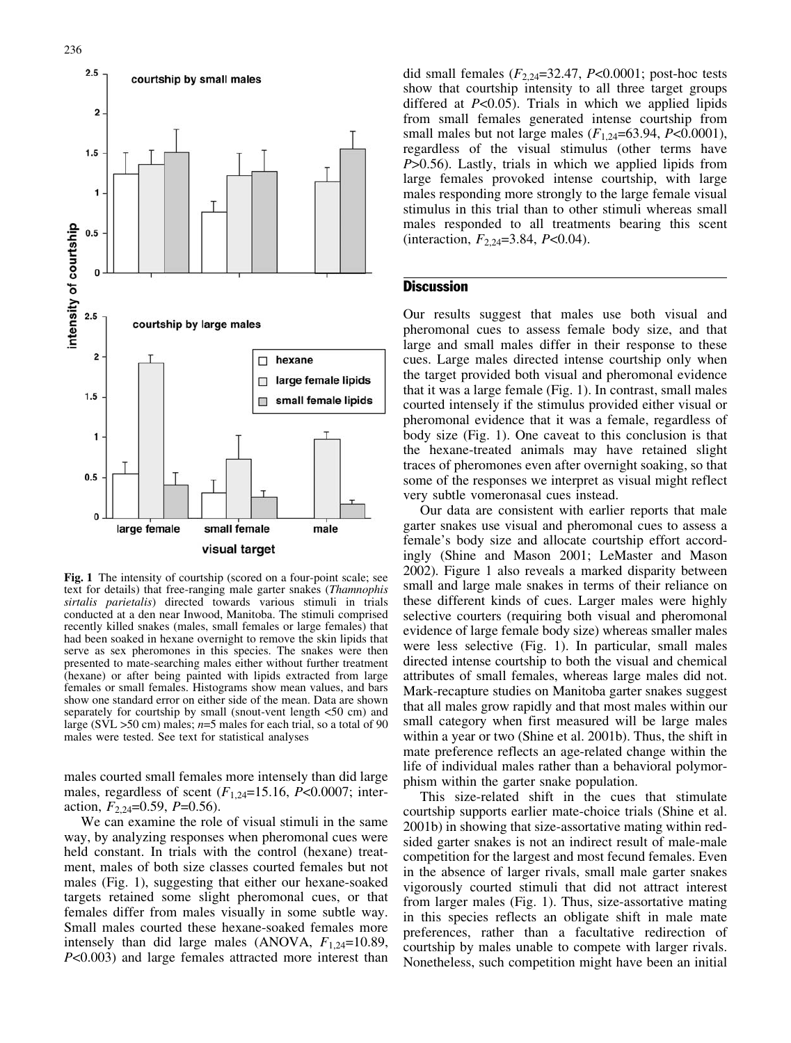2.5

courtship by small males

2

1.5

1

0.5

0

intensity of courtship

2.5

courtship by large males

2

1.5

1

0.5

0

hexane

large female lipids

small female lipids

large female

small female

male

visual target

**Fig. 1** The intensity of courtship (scored on a four-point scale; see text for details) that free-ranging male garter snakes (*Thamnophis sirtalis parietalis*) directed towards various stimuli in trials conducted at a den near Inwood, Manitoba. The stimuli comprised recently killed snakes (males, small females or large females) that had been soaked in hexane overnight to remove the skin lipids that serve as sex pheromones in this species. The snakes were then presented to mate-searching males either without further treatment (hexane) or after being painted with lipids extracted from large females or small females. Histograms show mean values, and bars show one standard error on either side of the mean. Data are shown separately for courtship by small (snout-vent length <50 cm) and large (SVL >50 cm) males; $n$=5 males for each trial, so a total of 90 males were tested. See text for statistical analyses

males courted small females more intensely than did large males, regardless of scent ($F_{1,24}$=15.16, $P$<0.0007; interaction, $F_{2,24}$=0.59, $P$=0.56).

We can examine the role of visual stimuli in the same way, by analyzing responses when pheromonal cues were held constant. In trials with the control (hexane) treatment, males of both size classes courted females but not males (Fig. 1), suggesting that either our hexane-soaked targets retained some slight pheromonal cues, or that females differ from males visually in some subtle way. Small males courted these hexane-soaked females more intensely than did large males (ANOVA, $F_{1,24}$=10.89, $P$<0.003) and large females attracted more interest than did small females ($F_{2,24}$=32.47, $P$<0.0001; post-hoc tests show that courtship intensity to all three target groups differed at $P$<0.05). Trials in which we applied lipids from small females generated intense courtship from small males but not large males ($F_{1,24}$=63.94, $P$<0.0001), regardless of the visual stimulus (other terms have $P$>0.56). Lastly, trials in which we applied lipids from large females provoked intense courtship, with large males responding more strongly to the large female visual stimulus in this trial than to other stimuli whereas small males responded to all treatments bearing this scent (interaction, $F_{2,24}$=3.84, $P$<0.04).

## Discussion

Our results suggest that males use both visual and pheromonal cues to assess female body size, and that large and small males differ in their response to these cues. Large males directed intense courtship only when the target provided both visual and pheromonal evidence that it was a large female (Fig. 1). In contrast, small males courted intensely if the stimulus provided either visual or pheromonal evidence that it was a female, regardless of body size (Fig. 1). One caveat to this conclusion is that the hexane-treated animals may have retained slight traces of pheromones even after overnight soaking, so that some of the responses we interpret as visual might reflect very subtle vomeronasal cues instead.

Our data are consistent with earlier reports that male garter snakes use visual and pheromonal cues to assess a female's body size and allocate courtship effort accordingly (Shine and Mason 2001; LeMaster and Mason 2002). Figure 1 also reveals a marked disparity between small and large male snakes in terms of their reliance on these different kinds of cues. Larger males were highly selective courters (requiring both visual and pheromonal evidence of large female body size) whereas smaller males were less selective (Fig. 1). In particular, small males directed intense courtship to both the visual and chemical attributes of small females, whereas large males did not. Mark-recapture studies on Manitoba garter snakes suggest that all males grow rapidly and that most males within our small category when first measured will be large males within a year or two (Shine et al. 2001b). Thus, the shift in mate preference reflects an age-related change within the life of individual males rather than a behavioral polymorphism within the garter snake population.

This size-related shift in the cues that stimulate courtship supports earlier mate-choice trials (Shine et al. 2001b) in showing that size-assortative mating within red-sided garter snakes is not an indirect result of male-male competition for the largest and most fecund females. Even in the absence of larger rivals, small male garter snakes vigorously courted stimuli that did not attract interest from larger males (Fig. 1). Thus, size-assortative mating in this species reflects an obligate shift in male mate preferences, rather than a facultative redirection of courtship by males unable to compete with larger rivals. Nonetheless, such competition might have been an initial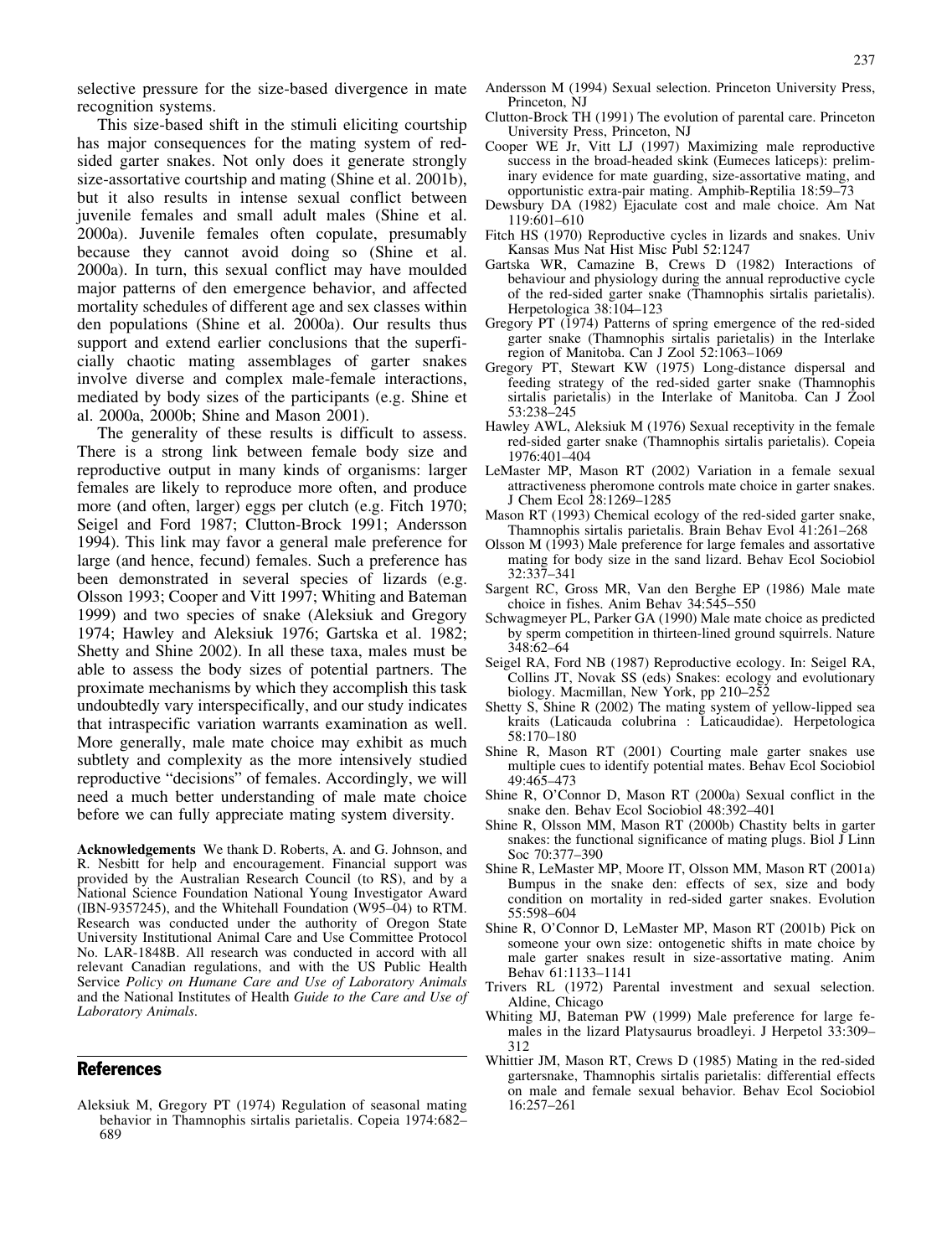selective pressure for the size-based divergence in mate recognition systems.

This size-based shift in the stimuli eliciting courtship has major consequences for the mating system of red-sided garter snakes. Not only does it generate strongly size-assortative courtship and mating (Shine et al. 2001b), but it also results in intense sexual conflict between juvenile females and small adult males (Shine et al. 2000a). Juvenile females often copulate, presumably because they cannot avoid doing so (Shine et al. 2000a). In turn, this sexual conflict may have moulded major patterns of den emergence behavior, and affected mortality schedules of different age and sex classes within den populations (Shine et al. 2000a). Our results thus support and extend earlier conclusions that the superficially chaotic mating assemblages of garter snakes involve diverse and complex male-female interactions, mediated by body sizes of the participants (e.g. Shine et al. 2000a, 2000b; Shine and Mason 2001).

The generality of these results is difficult to assess. There is a strong link between female body size and reproductive output in many kinds of organisms: larger females are likely to reproduce more often, and produce more (and often, larger) eggs per clutch (e.g. Fitch 1970; Seigel and Ford 1987; Clutton-Brock 1991; Andersson 1994). This link may favor a general male preference for large (and hence, fecund) females. Such a preference has been demonstrated in several species of lizards (e.g. Olsson 1993; Cooper and Vitt 1997; Whiting and Bateman 1999) and two species of snake (Aleksiuk and Gregory 1974; Hawley and Aleksiuk 1976; Gartska et al. 1982; Shetty and Shine 2002). In all these taxa, males must be able to assess the body sizes of potential partners. The proximate mechanisms by which they accomplish this task undoubtedly vary interspecifically, and our study indicates that intraspecific variation warrants examination as well. More generally, male mate choice may exhibit as much subtlety and complexity as the more intensively studied reproductive "decisions" of females. Accordingly, we will need a much better understanding of male mate choice before we can fully appreciate mating system diversity.

**Acknowledgements** We thank D. Roberts, A. and G. Johnson, and R. Nesbitt for help and encouragement. Financial support was provided by the Australian Research Council (to RS), and by a National Science Foundation National Young Investigator Award (IBN-9357245), and the Whitehall Foundation (W95–04) to RTM. Research was conducted under the authority of Oregon State University Institutional Animal Care and Use Committee Protocol No. LAR-1848B. All research was conducted in accord with all relevant Canadian regulations, and with the US Public Health Service *Policy on Humane Care and Use of Laboratory Animals* and the National Institutes of Health *Guide to the Care and Use of Laboratory Animals*.

## References

Aleksiuk M, Gregory PT (1974) Regulation of seasonal mating behavior in Thamnophis sirtalis parietalis. Copeia 1974:682–689

Andersson M (1994) Sexual selection. Princeton University Press, Princeton, NJ

Clutton-Brock TH (1991) The evolution of parental care. Princeton University Press, Princeton, NJ

Cooper WE Jr, Vitt LJ (1997) Maximizing male reproductive success in the broad-headed skink (Eumeces laticeps): preliminary evidence for mate guarding, size-assortative mating, and opportunistic extra-pair mating. Amphib-Reptilia 18:59–73

Dewsbury DA (1982) Ejaculate cost and male choice. Am Nat 119:601–610

Fitch HS (1970) Reproductive cycles in lizards and snakes. Univ Kansas Mus Nat Hist Misc Publ 52:1247

Gartska WR, Camazine B, Crews D (1982) Interactions of behaviour and physiology during the annual reproductive cycle of the red-sided garter snake (Thamnophis sirtalis parietalis). Herpetologica 38:104–123

Gregory PT (1974) Patterns of spring emergence of the red-sided garter snake (Thamnophis sirtalis parietalis) in the Interlake region of Manitoba. Can J Zool 52:1063–1069

Gregory PT, Stewart KW (1975) Long-distance dispersal and feeding strategy of the red-sided garter snake (Thamnophis sirtalis parietalis) in the Interlake of Manitoba. Can J Zool 53:238–245

Hawley AWL, Aleksiuk M (1976) Sexual receptivity in the female red-sided garter snake (Thamnophis sirtalis parietalis). Copeia 1976:401–404

LeMaster MP, Mason RT (2002) Variation in a female sexual attractiveness pheromone controls mate choice in garter snakes. J Chem Ecol 28:1269–1285

Mason RT (1993) Chemical ecology of the red-sided garter snake, Thamnophis sirtalis parietalis. Brain Behav Evol 41:261–268

Olsson M (1993) Male preference for large females and assortative mating for body size in the sand lizard. Behav Ecol Sociobiol 32:337–341

Sargent RC, Gross MR, Van den Berghe EP (1986) Male mate choice in fishes. Anim Behav 34:545–550

Schwagmeyer PL, Parker GA (1990) Male mate choice as predicted by sperm competition in thirteen-lined ground squirrels. Nature 348:62–64

Seigel RA, Ford NB (1987) Reproductive ecology. In: Seigel RA, Collins JT, Novak SS (eds) Snakes: ecology and evolutionary biology. Macmillan, New York, pp 210–252

Shetty S, Shine R (2002) The mating system of yellow-lipped sea kraits (Laticauda colubrina : Laticaudidae). Herpetologica 58:170–180

Shine R, Mason RT (2001) Courting male garter snakes use multiple cues to identify potential mates. Behav Ecol Sociobiol 49:465–473

Shine R, O'Connor D, Mason RT (2000a) Sexual conflict in the snake den. Behav Ecol Sociobiol 48:392–401

Shine R, Olsson MM, Mason RT (2000b) Chastity belts in garter snakes: the functional significance of mating plugs. Biol J Linn Soc 70:377–390

Shine R, LeMaster MP, Moore IT, Olsson MM, Mason RT (2001a) Bumpus in the snake den: effects of sex, size and body condition on mortality in red-sided garter snakes. Evolution 55:598–604

Shine R, O'Connor D, LeMaster MP, Mason RT (2001b) Pick on someone your own size: ontogenetic shifts in mate choice by male garter snakes result in size-assortative mating. Anim Behav 61:1133–1141

Trivers RL (1972) Parental investment and sexual selection. Aldine, Chicago

Whiting MJ, Bateman PW (1999) Male preference for large females in the lizard Platysaurus broadleyi. J Herpetol 33:309–312

Whittier JM, Mason RT, Crews D (1985) Mating in the red-sided gartersnake, Thamnophis sirtalis parietalis: differential effects on male and female sexual behavior. Behav Ecol Sociobiol 16:257–261